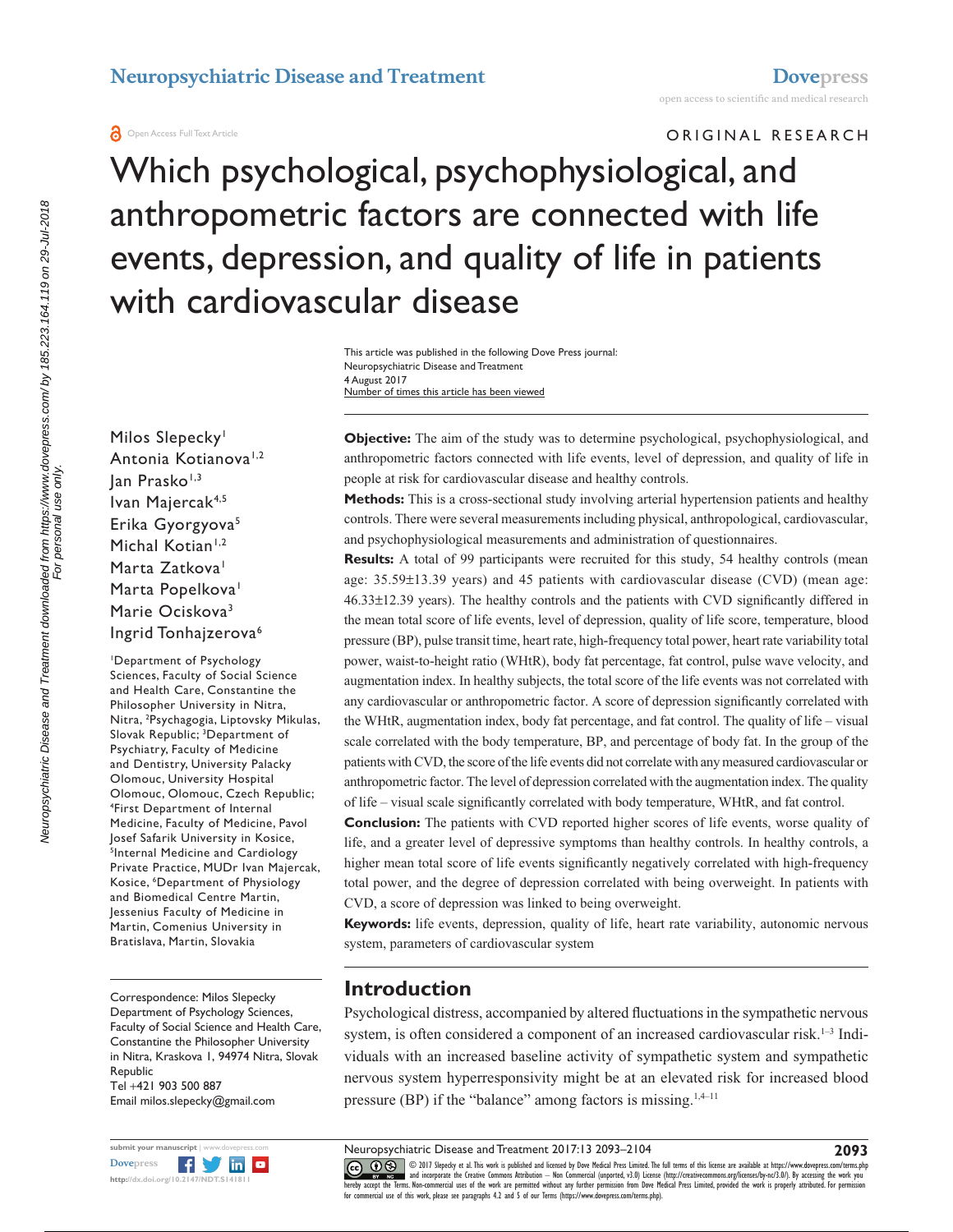Original Research

# Which psychological, psychophysiological, and anthropometric factors are connected with life events, depression, and quality of life in patients with cardiovascular disease

Milos Slepecky[1]
Antonia Kotianova[1,2]
Jan Prasko[1,3]
Ivan Majercak[4,5]
Erika Gyorgyova[5]
Michal Kotian[1,2]
Marta Zatkova[1]
Marta Popelkova[1]
Marie Ociskova[3]
Ingrid Tonhajzerova[6]

[1]Department of Psychology Sciences, Faculty of Social Science and Health Care, Constantine the Philosopher University in Nitra, Nitra, [2]Psychagogia, Liptovsky Mikulas, Slovak Republic; [3]Department of Psychiatry, Faculty of Medicine and Dentistry, University Palacky Olomouc, University Hospital Olomouc, Olomouc, Czech Republic; [4]First Department of Internal Medicine, Faculty of Medicine, Pavol Josef Safarik University in Kosice, [5]Internal Medicine and Cardiology Private Practice, MUDr Ivan Majercak, Kosice, [6]Department of Physiology and Biomedical Centre Martin, Jessenius Faculty of Medicine in Martin, Comenius University in Bratislava, Martin, Slovakia

Correspondence: Milos Slepecky
Department of Psychology Sciences, Faculty of Social Science and Health Care, Constantine the Philosopher University in Nitra, Kraskova 1, 94974 Nitra, Slovak Republic
Tel +421 903 500 887
Email milos.slepecky@gmail.com

**Objective:** The aim of the study was to determine psychological, psychophysiological, and anthropometric factors connected with life events, level of depression, and quality of life in people at risk for cardiovascular disease and healthy controls.

**Methods:** This is a cross-sectional study involving arterial hypertension patients and healthy controls. There were several measurements including physical, anthropological, cardiovascular, and psychophysiological measurements and administration of questionnaires.

**Results:** A total of 99 participants were recruited for this study, 54 healthy controls (mean age: 35.59±13.39 years) and 45 patients with cardiovascular disease (CVD) (mean age: 46.33±12.39 years). The healthy controls and the patients with CVD significantly differed in the mean total score of life events, level of depression, quality of life score, temperature, blood pressure (BP), pulse transit time, heart rate, high-frequency total power, heart rate variability total power, waist-to-height ratio (WHtR), body fat percentage, fat control, pulse wave velocity, and augmentation index. In healthy subjects, the total score of the life events was not correlated with any cardiovascular or anthropometric factor. A score of depression significantly correlated with the WHtR, augmentation index, body fat percentage, and fat control. The quality of life – visual scale correlated with the body temperature, BP, and percentage of body fat. In the group of the patients with CVD, the score of the life events did not correlate with any measured cardiovascular or anthropometric factor. The level of depression correlated with the augmentation index. The quality of life – visual scale significantly correlated with body temperature, WHtR, and fat control.

**Conclusion:** The patients with CVD reported higher scores of life events, worse quality of life, and a greater level of depressive symptoms than healthy controls. In healthy controls, a higher mean total score of life events significantly negatively correlated with high-frequency total power, and the degree of depression correlated with being overweight. In patients with CVD, a score of depression was linked to being overweight.

**Keywords:** life events, depression, quality of life, heart rate variability, autonomic nervous system, parameters of cardiovascular system

## Introduction

Psychological distress, accompanied by altered fluctuations in the sympathetic nervous system, is often considered a component of an increased cardiovascular risk.[1–3] Individuals with an increased baseline activity of sympathetic system and sympathetic nervous system hyperresponsivity might be at an elevated risk for increased blood pressure (BP) if the "balance" among factors is missing.[1,4–11]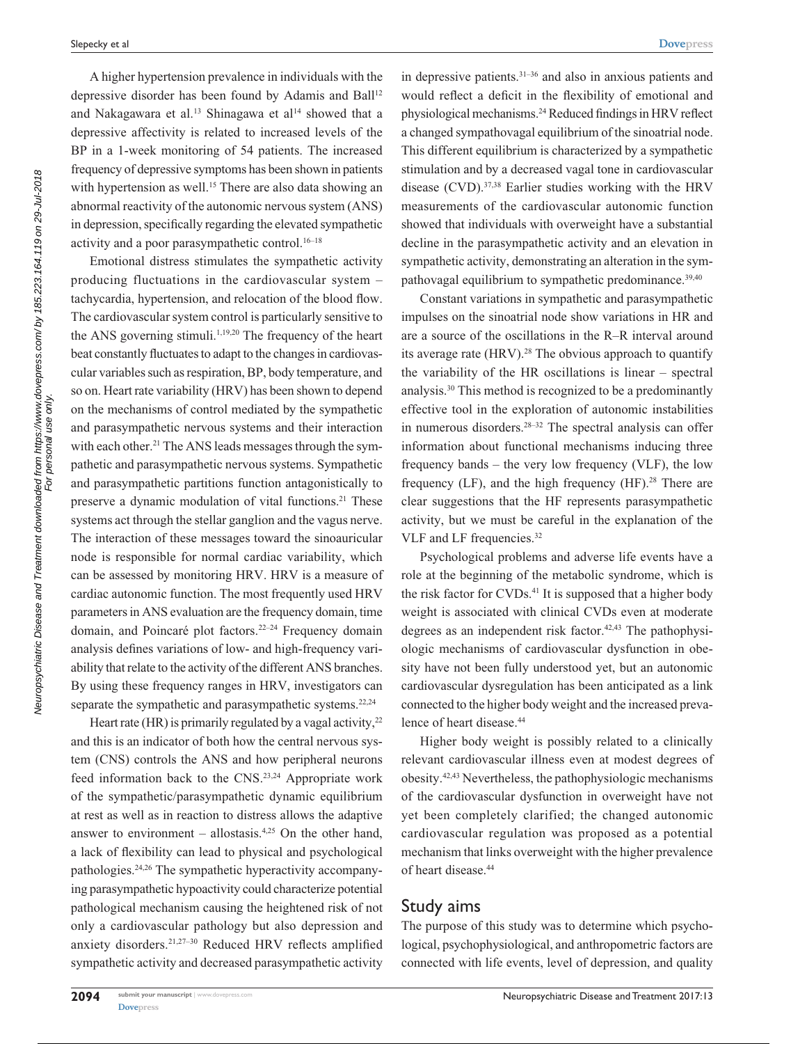A higher hypertension prevalence in individuals with the depressive disorder has been found by Adamis and Ball[12] and Nakagawara et al.[13] Shinagawa et al[14] showed that a depressive affectivity is related to increased levels of the BP in a 1-week monitoring of 54 patients. The increased frequency of depressive symptoms has been shown in patients with hypertension as well.[15] There are also data showing an abnormal reactivity of the autonomic nervous system (ANS) in depression, specifically regarding the elevated sympathetic activity and a poor parasympathetic control.[16–18]

Emotional distress stimulates the sympathetic activity producing fluctuations in the cardiovascular system – tachycardia, hypertension, and relocation of the blood flow. The cardiovascular system control is particularly sensitive to the ANS governing stimuli.[1,19,20] The frequency of the heart beat constantly fluctuates to adapt to the changes in cardiovascular variables such as respiration, BP, body temperature, and so on. Heart rate variability (HRV) has been shown to depend on the mechanisms of control mediated by the sympathetic and parasympathetic nervous systems and their interaction with each other.[21] The ANS leads messages through the sympathetic and parasympathetic nervous systems. Sympathetic and parasympathetic partitions function antagonistically to preserve a dynamic modulation of vital functions.[21] These systems act through the stellar ganglion and the vagus nerve. The interaction of these messages toward the sinoauricular node is responsible for normal cardiac variability, which can be assessed by monitoring HRV. HRV is a measure of cardiac autonomic function. The most frequently used HRV parameters in ANS evaluation are the frequency domain, time domain, and Poincaré plot factors.[22–24] Frequency domain analysis defines variations of low- and high-frequency variability that relate to the activity of the different ANS branches. By using these frequency ranges in HRV, investigators can separate the sympathetic and parasympathetic systems.[22,24]

Heart rate (HR) is primarily regulated by a vagal activity,[22] and this is an indicator of both how the central nervous system (CNS) controls the ANS and how peripheral neurons feed information back to the CNS.[23,24] Appropriate work of the sympathetic/parasympathetic dynamic equilibrium at rest as well as in reaction to distress allows the adaptive answer to environment – allostasis.[4,25] On the other hand, a lack of flexibility can lead to physical and psychological pathologies.[24,26] The sympathetic hyperactivity accompanying parasympathetic hypoactivity could characterize potential pathological mechanism causing the heightened risk of not only a cardiovascular pathology but also depression and anxiety disorders.[21,27–30] Reduced HRV reflects amplified sympathetic activity and decreased parasympathetic activity in depressive patients.[31–36] and also in anxious patients and would reflect a deficit in the flexibility of emotional and physiological mechanisms.[24] Reduced findings in HRV reflect a changed sympathovagal equilibrium of the sinoatrial node. This different equilibrium is characterized by a sympathetic stimulation and by a decreased vagal tone in cardiovascular disease (CVD).[37,38] Earlier studies working with the HRV measurements of the cardiovascular autonomic function showed that individuals with overweight have a substantial decline in the parasympathetic activity and an elevation in sympathetic activity, demonstrating an alteration in the sympathovagal equilibrium to sympathetic predominance.[39,40]

Constant variations in sympathetic and parasympathetic impulses on the sinoatrial node show variations in HR and are a source of the oscillations in the R–R interval around its average rate (HRV).[28] The obvious approach to quantify the variability of the HR oscillations is linear – spectral analysis.[30] This method is recognized to be a predominantly effective tool in the exploration of autonomic instabilities in numerous disorders.[28–32] The spectral analysis can offer information about functional mechanisms inducing three frequency bands – the very low frequency (VLF), the low frequency (LF), and the high frequency (HF).[28] There are clear suggestions that the HF represents parasympathetic activity, but we must be careful in the explanation of the VLF and LF frequencies.[32]

Psychological problems and adverse life events have a role at the beginning of the metabolic syndrome, which is the risk factor for CVDs.[41] It is supposed that a higher body weight is associated with clinical CVDs even at moderate degrees as an independent risk factor.[42,43] The pathophysiologic mechanisms of cardiovascular dysfunction in obesity have not been fully understood yet, but an autonomic cardiovascular dysregulation has been anticipated as a link connected to the higher body weight and the increased prevalence of heart disease.[44]

Higher body weight is possibly related to a clinically relevant cardiovascular illness even at modest degrees of obesity.[42,43] Nevertheless, the pathophysiologic mechanisms of the cardiovascular dysfunction in overweight have not yet been completely clarified; the changed autonomic cardiovascular regulation was proposed as a potential mechanism that links overweight with the higher prevalence of heart disease.[44]

## Study aims

The purpose of this study was to determine which psychological, psychophysiological, and anthropometric factors are connected with life events, level of depression, and quality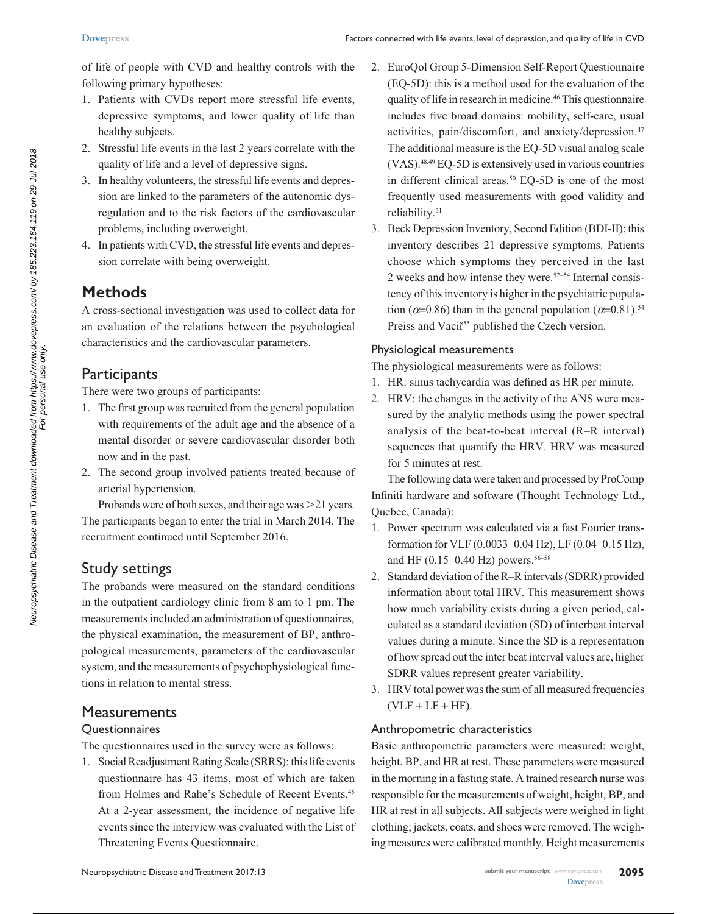of life of people with CVD and healthy controls with the following primary hypotheses:

1. Patients with CVDs report more stressful life events, depressive symptoms, and lower quality of life than healthy subjects.
2. Stressful life events in the last 2 years correlate with the quality of life and a level of depressive signs.
3. In healthy volunteers, the stressful life events and depression are linked to the parameters of the autonomic dysregulation and to the risk factors of the cardiovascular problems, including overweight.
4. In patients with CVD, the stressful life events and depression correlate with being overweight.

# Methods

A cross-sectional investigation was used to collect data for an evaluation of the relations between the psychological characteristics and the cardiovascular parameters.

## Participants

There were two groups of participants:

1. The first group was recruited from the general population with requirements of the adult age and the absence of a mental disorder or severe cardiovascular disorder both now and in the past.
2. The second group involved patients treated because of arterial hypertension.

Probands were of both sexes, and their age was >21 years. The participants began to enter the trial in March 2014. The recruitment continued until September 2016.

## Study settings

The probands were measured on the standard conditions in the outpatient cardiology clinic from 8 am to 1 pm. The measurements included an administration of questionnaires, the physical examination, the measurement of BP, anthropological measurements, parameters of the cardiovascular system, and the measurements of psychophysiological functions in relation to mental stress.

## Measurements

### Questionnaires

The questionnaires used in the survey were as follows:

1. Social Readjustment Rating Scale (SRRS): this life events questionnaire has 43 items, most of which are taken from Holmes and Rahe's Schedule of Recent Events.[45] At a 2-year assessment, the incidence of negative life events since the interview was evaluated with the List of Threatening Events Questionnaire.
2. EuroQol Group 5-Dimension Self-Report Questionnaire (EQ-5D): this is a method used for the evaluation of the quality of life in research in medicine.[46] This questionnaire includes five broad domains: mobility, self-care, usual activities, pain/discomfort, and anxiety/depression.[47] The additional measure is the EQ-5D visual analog scale (VAS).[48,49] EQ-5D is extensively used in various countries in different clinical areas.[50] EQ-5D is one of the most frequently used measurements with good validity and reliability.[51]
3. Beck Depression Inventory, Second Edition (BDI-II): this inventory describes 21 depressive symptoms. Patients choose which symptoms they perceived in the last 2 weeks and how intense they were.[52–54] Internal consistency of this inventory is higher in the psychiatric population ($\alpha$=0.86) than in the general population ($\alpha$=0.81).[54] Preiss and Vacíř[55] published the Czech version.

### Physiological measurements

The physiological measurements were as follows:

1. HR: sinus tachycardia was defined as HR per minute.
2. HRV: the changes in the activity of the ANS were measured by the analytic methods using the power spectral analysis of the beat-to-beat interval (R–R interval) sequences that quantify the HRV. HRV was measured for 5 minutes at rest.

The following data were taken and processed by ProComp Infiniti hardware and software (Thought Technology Ltd., Quebec, Canada):

1. Power spectrum was calculated via a fast Fourier transformation for VLF (0.0033–0.04 Hz), LF (0.04–0.15 Hz), and HF (0.15–0.40 Hz) powers.[56–58]
2. Standard deviation of the R–R intervals (SDRR) provided information about total HRV. This measurement shows how much variability exists during a given period, calculated as a standard deviation (SD) of interbeat interval values during a minute. Since the SD is a representation of how spread out the inter beat interval values are, higher SDRR values represent greater variability.
3. HRV total power was the sum of all measured frequencies (VLF + LF + HF).

### Anthropometric characteristics

Basic anthropometric parameters were measured: weight, height, BP, and HR at rest. These parameters were measured in the morning in a fasting state. A trained research nurse was responsible for the measurements of weight, height, BP, and HR at rest in all subjects. All subjects were weighed in light clothing; jackets, coats, and shoes were removed. The weighing measures were calibrated monthly. Height measurements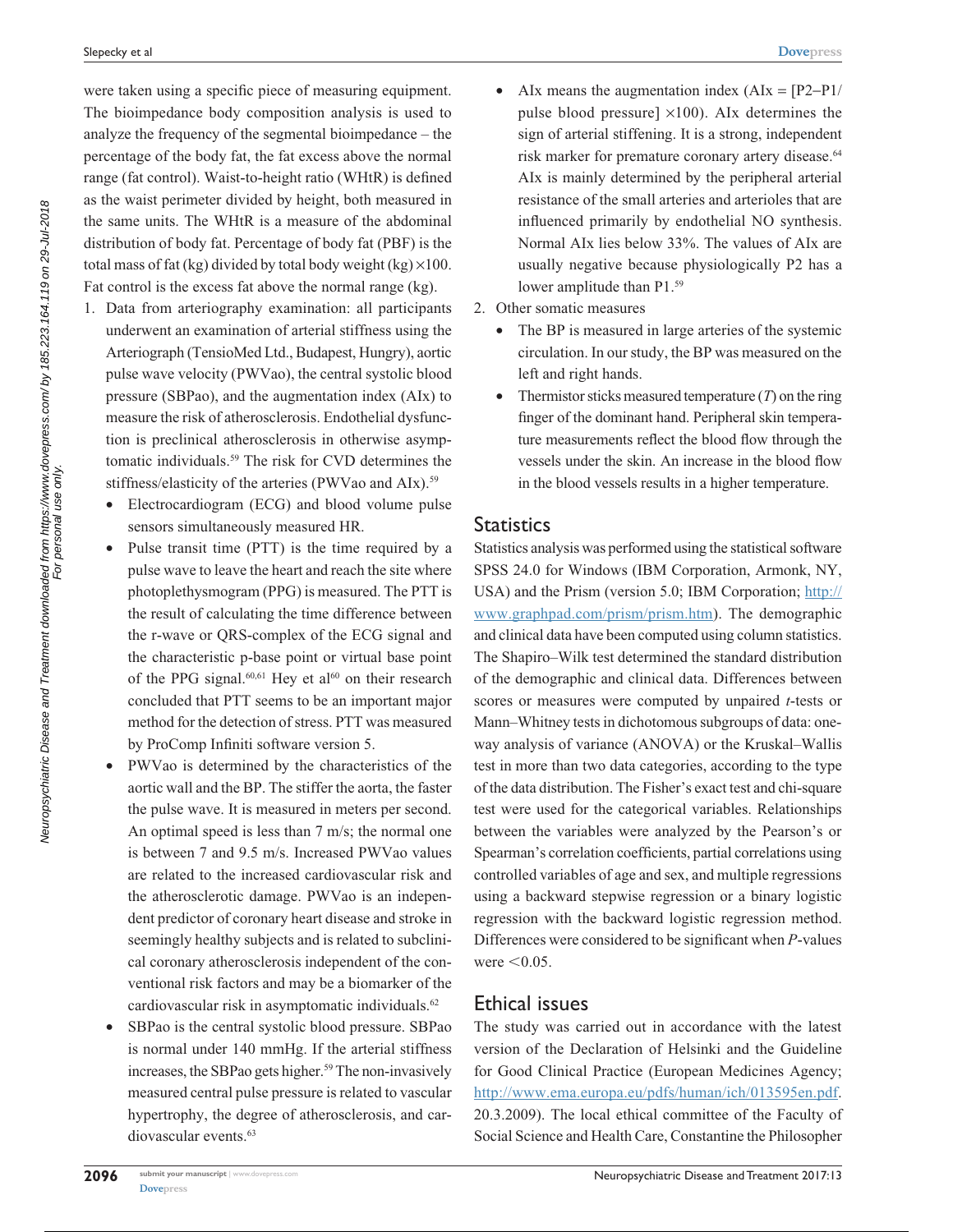were taken using a specific piece of measuring equipment. The bioimpedance body composition analysis is used to analyze the frequency of the segmental bioimpedance – the percentage of the body fat, the fat excess above the normal range (fat control). Waist-to-height ratio (WHtR) is defined as the waist perimeter divided by height, both measured in the same units. The WHtR is a measure of the abdominal distribution of body fat. Percentage of body fat (PBF) is the total mass of fat (kg) divided by total body weight (kg) ×100. Fat control is the excess fat above the normal range (kg).

1. Data from arteriography examination: all participants underwent an examination of arterial stiffness using the Arteriograph (TensioMed Ltd., Budapest, Hungry), aortic pulse wave velocity (PWVao), the central systolic blood pressure (SBPao), and the augmentation index (AIx) to measure the risk of atherosclerosis. Endothelial dysfunction is preclinical atherosclerosis in otherwise asymptomatic individuals.[59] The risk for CVD determines the stiffness/elasticity of the arteries (PWVao and AIx).[59]
   - Electrocardiogram (ECG) and blood volume pulse sensors simultaneously measured HR.
   - Pulse transit time (PTT) is the time required by a pulse wave to leave the heart and reach the site where photoplethysmogram (PPG) is measured. The PTT is the result of calculating the time difference between the r-wave or QRS-complex of the ECG signal and the characteristic p-base point or virtual base point of the PPG signal.[60,61] Hey et al[60] on their research concluded that PTT seems to be an important major method for the detection of stress. PTT was measured by ProComp Infiniti software version 5.
   - PWVao is determined by the characteristics of the aortic wall and the BP. The stiffer the aorta, the faster the pulse wave. It is measured in meters per second. An optimal speed is less than 7 m/s; the normal one is between 7 and 9.5 m/s. Increased PWVao values are related to the increased cardiovascular risk and the atherosclerotic damage. PWVao is an independent predictor of coronary heart disease and stroke in seemingly healthy subjects and is related to subclinical coronary atherosclerosis independent of the conventional risk factors and may be a biomarker of the cardiovascular risk in asymptomatic individuals.[62]
   - SBPao is the central systolic blood pressure. SBPao is normal under 140 mmHg. If the arterial stiffness increases, the SBPao gets higher.[59] The non-invasively measured central pulse pressure is related to vascular hypertrophy, the degree of atherosclerosis, and cardiovascular events.[63]
   - AIx means the augmentation index (AIx = [P2−P1/pulse blood pressure] ×100). AIx determines the sign of arterial stiffening. It is a strong, independent risk marker for premature coronary artery disease.[64] AIx is mainly determined by the peripheral arterial resistance of the small arteries and arterioles that are influenced primarily by endothelial NO synthesis. Normal AIx lies below 33%. The values of AIx are usually negative because physiologically P2 has a lower amplitude than P1.[59]
2. Other somatic measures
   - The BP is measured in large arteries of the systemic circulation. In our study, the BP was measured on the left and right hands.
   - Thermistor sticks measured temperature ($T$) on the ring finger of the dominant hand. Peripheral skin temperature measurements reflect the blood flow through the vessels under the skin. An increase in the blood flow in the blood vessels results in a higher temperature.

## Statistics

Statistics analysis was performed using the statistical software SPSS 24.0 for Windows (IBM Corporation, Armonk, NY, USA) and the Prism (version 5.0; IBM Corporation; http://www.graphpad.com/prism/prism.htm). The demographic and clinical data have been computed using column statistics. The Shapiro–Wilk test determined the standard distribution of the demographic and clinical data. Differences between scores or measures were computed by unpaired $t$-tests or Mann–Whitney tests in dichotomous subgroups of data: one-way analysis of variance (ANOVA) or the Kruskal–Wallis test in more than two data categories, according to the type of the data distribution. The Fisher's exact test and chi-square test were used for the categorical variables. Relationships between the variables were analyzed by the Pearson's or Spearman's correlation coefficients, partial correlations using controlled variables of age and sex, and multiple regressions using a backward stepwise regression or a binary logistic regression with the backward logistic regression method. Differences were considered to be significant when $P$-values were $<0.05$.

## Ethical issues

The study was carried out in accordance with the latest version of the Declaration of Helsinki and the Guideline for Good Clinical Practice (European Medicines Agency; http://www.ema.europa.eu/pdfs/human/ich/013595en.pdf. 20.3.2009). The local ethical committee of the Faculty of Social Science and Health Care, Constantine the Philosopher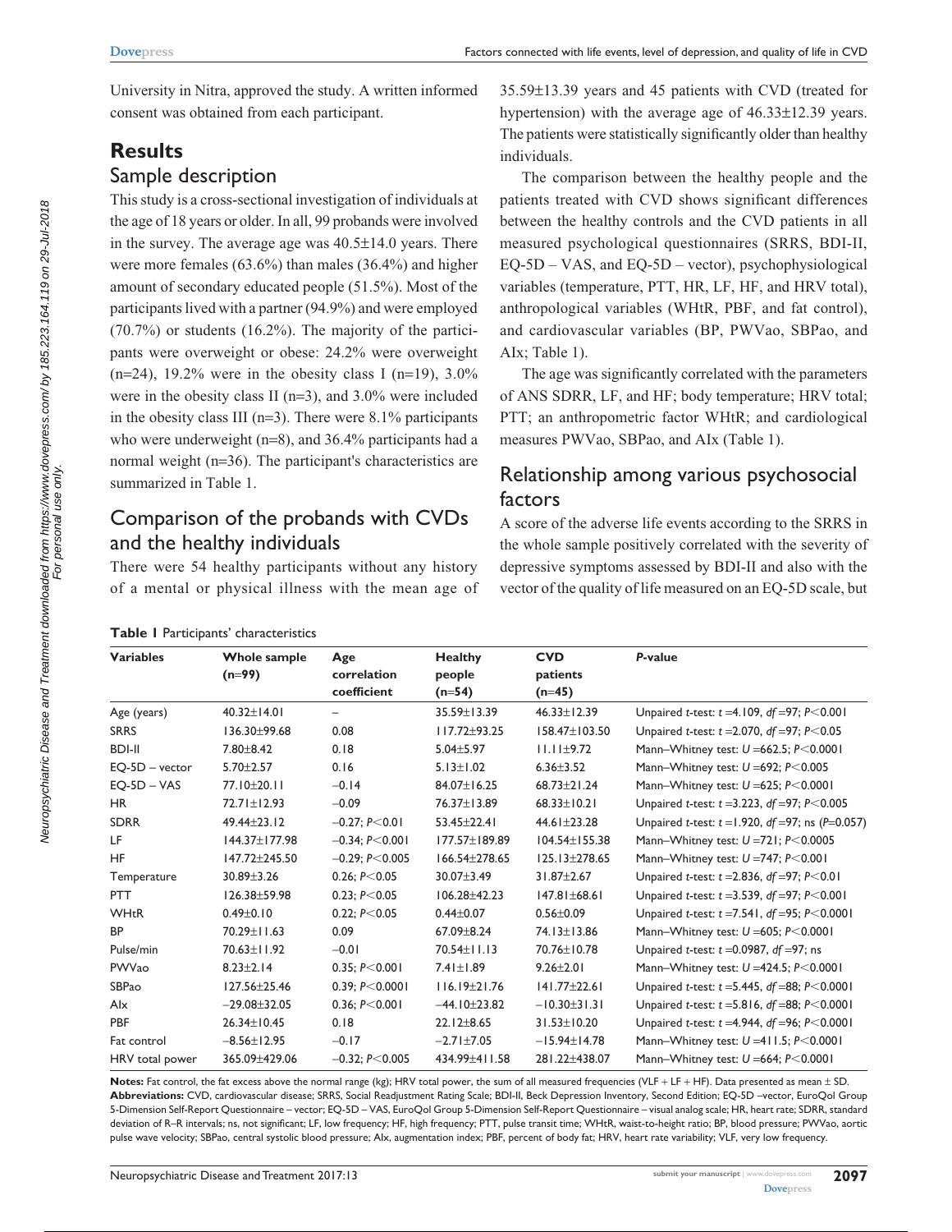University in Nitra, approved the study. A written informed consent was obtained from each participant.

## Results

### Sample description

This study is a cross-sectional investigation of individuals at the age of 18 years or older. In all, 99 probands were involved in the survey. The average age was 40.5±14.0 years. There were more females (63.6%) than males (36.4%) and higher amount of secondary educated people (51.5%). Most of the participants lived with a partner (94.9%) and were employed (70.7%) or students (16.2%). The majority of the participants were overweight or obese: 24.2% were overweight (n=24), 19.2% were in the obesity class I (n=19), 3.0% were in the obesity class II (n=3), and 3.0% were included in the obesity class III (n=3). There were 8.1% participants who were underweight (n=8), and 36.4% participants had a normal weight (n=36). The participant's characteristics are summarized in Table 1.

### Comparison of the probands with CVDs and the healthy individuals

There were 54 healthy participants without any history of a mental or physical illness with the mean age of 35.59±13.39 years and 45 patients with CVD (treated for hypertension) with the average age of 46.33±12.39 years. The patients were statistically significantly older than healthy individuals.

The comparison between the healthy people and the patients treated with CVD shows significant differences between the healthy controls and the CVD patients in all measured psychological questionnaires (SRRS, BDI-II, EQ-5D – VAS, and EQ-5D – vector), psychophysiological variables (temperature, PTT, HR, LF, HF, and HRV total), anthropological variables (WHtR, PBF, and fat control), and cardiovascular variables (BP, PWVao, SBPao, and AIx; Table 1).

The age was significantly correlated with the parameters of ANS SDRR, LF, and HF; body temperature; HRV total; PTT; an anthropometric factor WHtR; and cardiological measures PWVao, SBPao, and AIx (Table 1).

### Relationship among various psychosocial factors

A score of the adverse life events according to the SRRS in the whole sample positively correlated with the severity of depressive symptoms assessed by BDI-II and also with the vector of the quality of life measured on an EQ-5D scale, but

**Table 1** Participants' characteristics

| Variables | Whole sample (n=99) | Age correlation coefficient | Healthy people (n=54) | CVD patients (n=45) | *P*-value |
|---|---|---|---|---|---|
| Age (years) | 40.32±14.01 | – | 35.59±13.39 | 46.33±12.39 | Unpaired *t*-test: $t$ =4.109, *df* =97; $P<0.001$ |
| SRRS | 136.30±99.68 | 0.08 | 117.72±93.25 | 158.47±103.50 | Unpaired *t*-test: $t$ =2.070, *df* =97; $P<0.05$ |
| BDI-II | 7.80±8.42 | 0.18 | 5.04±5.97 | 11.11±9.72 | Mann–Whitney test: $U$ =662.5; $P<0.0001$ |
| EQ-5D – vector | 5.70±2.57 | 0.16 | 5.13±1.02 | 6.36±3.52 | Mann–Whitney test: $U$ =692; $P<0.005$ |
| EQ-5D – VAS | 77.10±20.11 | −0.14 | 84.07±16.25 | 68.73±21.24 | Mann–Whitney test: $U$ =625; $P<0.0001$ |
| HR | 72.71±12.93 | −0.09 | 76.37±13.89 | 68.33±10.21 | Unpaired *t*-test: $t$ =3.223, *df* =97; $P<0.005$ |
| SDRR | 49.44±23.12 | −0.27; $P<0.01$ | 53.45±22.41 | 44.61±23.28 | Unpaired *t*-test: $t$ =1.920, *df* =97; ns ($P$=0.057) |
| LF | 144.37±177.98 | −0.34; $P<0.001$ | 177.57±189.89 | 104.54±155.38 | Mann–Whitney test: $U$ =721; $P<0.0005$ |
| HF | 147.72±245.50 | −0.29; $P<0.005$ | 166.54±278.65 | 125.13±278.65 | Mann–Whitney test: $U$ =747; $P<0.001$ |
| Temperature | 30.89±3.26 | 0.26; $P<0.05$ | 30.07±3.49 | 31.87±2.67 | Unpaired *t*-test: $t$ =2.836, *df* =97; $P<0.01$ |
| PTT | 126.38±59.98 | 0.23; $P<0.05$ | 106.28±42.23 | 147.81±68.61 | Unpaired *t*-test: $t$ =3.539, *df* =97; $P<0.001$ |
| WHtR | 0.49±0.10 | 0.22; $P<0.05$ | 0.44±0.07 | 0.56±0.09 | Unpaired *t*-test: $t$ =7.541, *df* =95; $P<0.0001$ |
| BP | 70.29±11.63 | 0.09 | 67.09±8.24 | 74.13±13.86 | Mann–Whitney test: $U$ =605; $P<0.0001$ |
| Pulse/min | 70.63±11.92 | −0.01 | 70.54±11.13 | 70.76±10.78 | Unpaired *t*-test: $t$ =0.0987, *df* =97; ns |
| PWVao | 8.23±2.14 | 0.35; $P<0.001$ | 7.41±1.89 | 9.26±2.01 | Mann–Whitney test: $U$ =424.5; $P<0.0001$ |
| SBPao | 127.56±25.46 | 0.39; $P<0.0001$ | 116.19±21.76 | 141.77±22.61 | Unpaired *t*-test: $t$ =5.445, *df* =88; $P<0.0001$ |
| AIx | −29.08±32.05 | 0.36; $P<0.001$ | −44.10±23.82 | −10.30±31.31 | Unpaired *t*-test: $t$ =5.816, *df* =88; $P<0.0001$ |
| PBF | 26.34±10.45 | 0.18 | 22.12±8.65 | 31.53±10.20 | Unpaired *t*-test: $t$ =4.944, *df* =96; $P<0.0001$ |
| Fat control | −8.56±12.95 | −0.17 | −2.71±7.05 | −15.94±14.78 | Mann–Whitney test: $U$ =411.5; $P<0.0001$ |
| HRV total power | 365.09±429.06 | −0.32; $P<0.005$ | 434.99±411.58 | 281.22±438.07 | Mann–Whitney test: $U$ =664; $P<0.0001$ |

**Notes:** Fat control, the fat excess above the normal range (kg); HRV total power, the sum of all measured frequencies (VLF + LF + HF). Data presented as mean ± SD.

**Abbreviations:** CVD, cardiovascular disease; SRRS, Social Readjustment Rating Scale; BDI-II, Beck Depression Inventory, Second Edition; EQ-5D –vector, EuroQol Group 5-Dimension Self-Report Questionnaire – vector; EQ-5D – VAS, EuroQol Group 5-Dimension Self-Report Questionnaire – visual analog scale; HR, heart rate; SDRR, standard deviation of R–R intervals; ns, not significant; LF, low frequency; HF, high frequency; PTT, pulse transit time; WHtR, waist-to-height ratio; BP, blood pressure; PWVao, aortic pulse wave velocity; SBPao, central systolic blood pressure; AIx, augmentation index; PBF, percent of body fat; HRV, heart rate variability; VLF, very low frequency.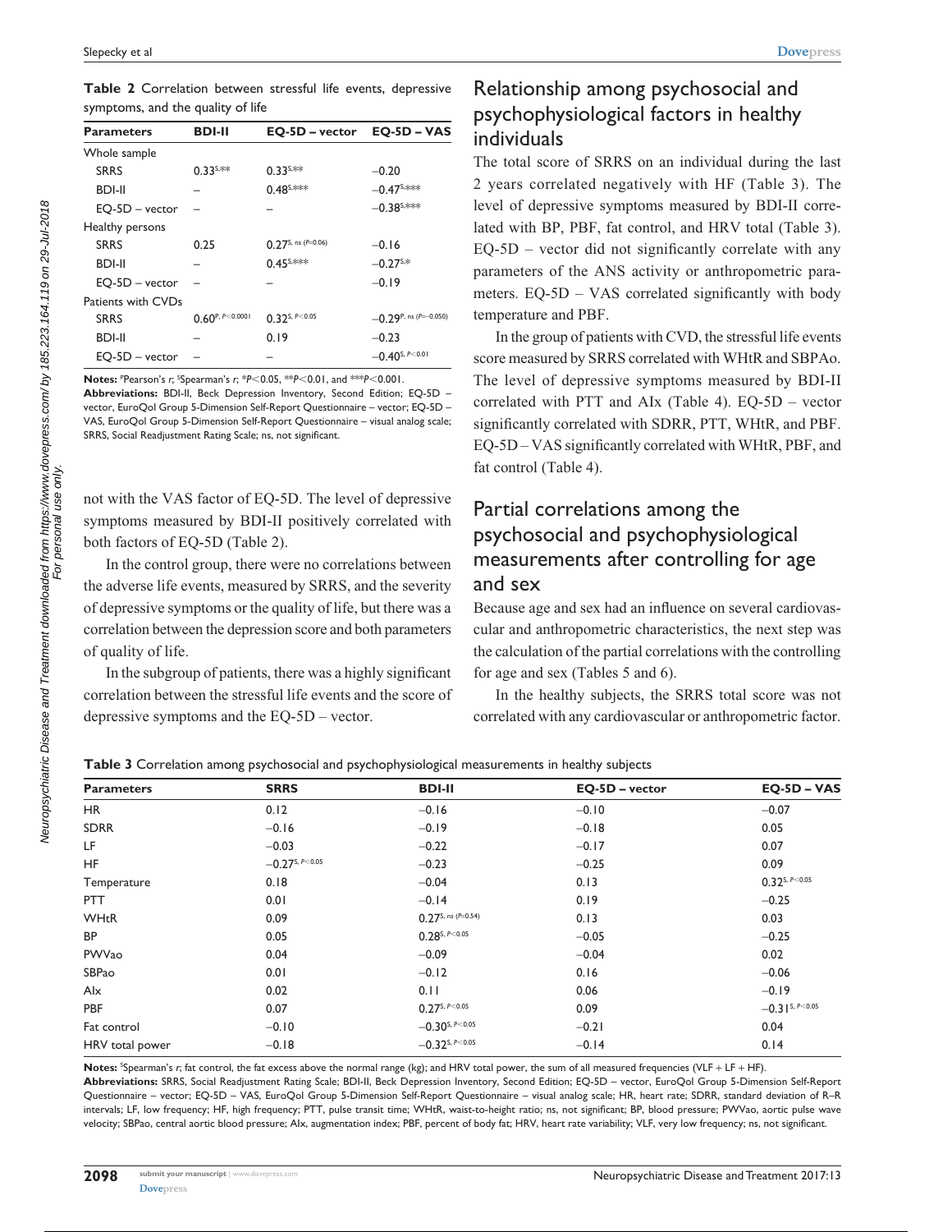**Table 2** Correlation between stressful life events, depressive symptoms, and the quality of life

| Parameters | BDI-II | EQ-5D – vector | EQ-5D – VAS |
|---|---|---|---|
| Whole sample | | | |
| SRRS | 0.33[S,**] | 0.33[S,**] | −0.20 |
| BDI-II | – | 0.48[S,***] | −0.47[S,***] |
| EQ-5D – vector | – | – | −0.38[S,***] |
| Healthy persons | | | |
| SRRS | 0.25 | 0.27[S, ns (P=0.06)] | −0.16 |
| BDI-II | – | 0.45[S,***] | −0.27[S,*] |
| EQ-5D – vector | – | – | −0.19 |
| Patients with CVDs | | | |
| SRRS | 0.60[P, P<0.0001] | 0.32[S, P<0.05] | −0.29[P, ns (P=0.050)] |
| BDI-II | – | 0.19 | −0.23 |
| EQ-5D – vector | – | – | −0.40[S, P<0.01] |

**Notes:** [P]Pearson's *r*; [S]Spearman's *r*; *$P<0.05$, **$P<0.01$, and ***$P<0.001$.
**Abbreviations:** BDI-II, Beck Depression Inventory, Second Edition; EQ-5D – vector, EuroQol Group 5-Dimension Self-Report Questionnaire – vector; EQ-5D – VAS, EuroQol Group 5-Dimension Self-Report Questionnaire – visual analog scale; SRRS, Social Readjustment Rating Scale; ns, not significant.

not with the VAS factor of EQ-5D. The level of depressive symptoms measured by BDI-II positively correlated with both factors of EQ-5D (Table 2).

In the control group, there were no correlations between the adverse life events, measured by SRRS, and the severity of depressive symptoms or the quality of life, but there was a correlation between the depression score and both parameters of quality of life.

In the subgroup of patients, there was a highly significant correlation between the stressful life events and the score of depressive symptoms and the EQ-5D – vector.

## Relationship among psychosocial and psychophysiological factors in healthy individuals

The total score of SRRS on an individual during the last 2 years correlated negatively with HF (Table 3). The level of depressive symptoms measured by BDI-II correlated with BP, PBF, fat control, and HRV total (Table 3). EQ-5D – vector did not significantly correlate with any parameters of the ANS activity or anthropometric parameters. EQ-5D – VAS correlated significantly with body temperature and PBF.

In the group of patients with CVD, the stressful life events score measured by SRRS correlated with WHtR and SBPAo. The level of depressive symptoms measured by BDI-II correlated with PTT and AIx (Table 4). EQ-5D – vector significantly correlated with SDRR, PTT, WHtR, and PBF. EQ-5D – VAS significantly correlated with WHtR, PBF, and fat control (Table 4).

## Partial correlations among the psychosocial and psychophysiological measurements after controlling for age and sex

Because age and sex had an influence on several cardiovascular and anthropometric characteristics, the next step was the calculation of the partial correlations with the controlling for age and sex (Tables 5 and 6).

In the healthy subjects, the SRRS total score was not correlated with any cardiovascular or anthropometric factor.

**Table 3** Correlation among psychosocial and psychophysiological measurements in healthy subjects

| Parameters | SRRS | BDI-II | EQ-5D – vector | EQ-5D – VAS |
|---|---|---|---|---|
| HR | 0.12 | −0.16 | −0.10 | −0.07 |
| SDRR | −0.16 | −0.19 | −0.18 | 0.05 |
| LF | −0.03 | −0.22 | −0.17 | 0.07 |
| HF | −0.27[S, P<0.05] | −0.23 | −0.25 | 0.09 |
| Temperature | 0.18 | −0.04 | 0.13 | 0.32[S, P<0.05] |
| PTT | 0.01 | −0.14 | 0.19 | −0.25 |
| WHtR | 0.09 | 0.27[S, ns (P=0.54)] | 0.13 | 0.03 |
| BP | 0.05 | 0.28[S, P<0.05] | −0.05 | −0.25 |
| PWVao | 0.04 | −0.09 | −0.04 | 0.02 |
| SBPao | 0.01 | −0.12 | 0.16 | −0.06 |
| AIx | 0.02 | 0.11 | 0.06 | −0.19 |
| PBF | 0.07 | 0.27[S, P<0.05] | 0.09 | −0.31[S, P<0.05] |
| Fat control | −0.10 | −0.30[S, P<0.05] | −0.21 | 0.04 |
| HRV total power | −0.18 | −0.32[S, P<0.05] | −0.14 | 0.14 |

**Notes:** [S]Spearman's *r*; fat control, the fat excess above the normal range (kg); and HRV total power, the sum of all measured frequencies (VLF + LF + HF).
**Abbreviations:** SRRS, Social Readjustment Rating Scale; BDI-II, Beck Depression Inventory, Second Edition; EQ-5D – vector, EuroQol Group 5-Dimension Self-Report Questionnaire – vector; EQ-5D – VAS, EuroQol Group 5-Dimension Self-Report Questionnaire – visual analog scale; HR, heart rate; SDRR, standard deviation of R–R intervals; LF, low frequency; HF, high frequency; PTT, pulse transit time; WHtR, waist-to-height ratio; ns, not significant; BP, blood pressure; PWVao, aortic pulse wave velocity; SBPao, central aortic blood pressure; AIx, augmentation index; PBF, percent of body fat; HRV, heart rate variability; VLF, very low frequency; ns, not significant.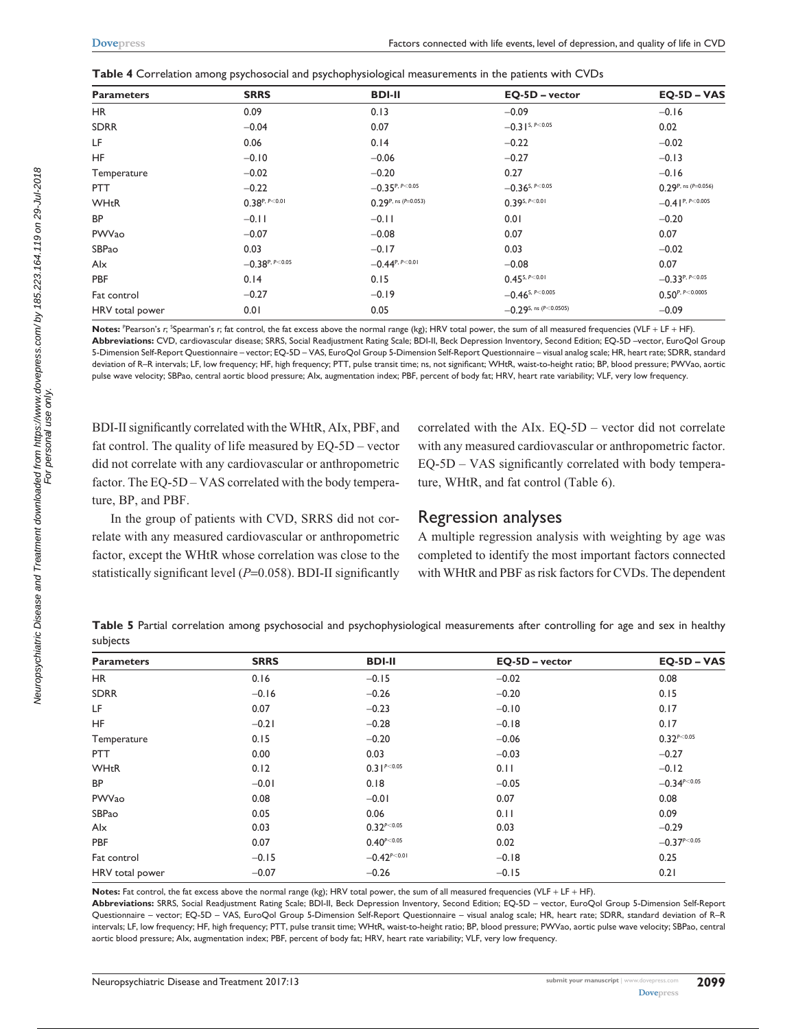**Table 4** Correlation among psychosocial and psychophysiological measurements in the patients with CVDs

| Parameters | SRRS | BDI-II | EQ-5D – vector | EQ-5D – VAS |
|---|---|---|---|---|
| HR | 0.09 | 0.13 | −0.09 | −0.16 |
| SDRR | −0.04 | 0.07 | $-0.31^{S, P<0.05}$ | 0.02 |
| LF | 0.06 | 0.14 | −0.22 | −0.02 |
| HF | −0.10 | −0.06 | −0.27 | −0.13 |
| Temperature | −0.02 | −0.20 | 0.27 | −0.16 |
| PTT | −0.22 | $-0.35^{P, P<0.05}$ | $-0.36^{S, P<0.05}$ | $0.29^{P, ns (P=0.056)}$ |
| WHtR | $0.38^{P, P<0.01}$ | $0.29^{P, ns (P=0.053)}$ | $0.39^{S, P<0.01}$ | $-0.41^{P, P<0.005}$ |
| BP | −0.11 | −0.11 | 0.01 | −0.20 |
| PWVao | −0.07 | −0.08 | 0.07 | 0.07 |
| SBPao | 0.03 | −0.17 | 0.03 | −0.02 |
| AIx | $-0.38^{P, P<0.05}$ | $-0.44^{P, P<0.01}$ | −0.08 | 0.07 |
| PBF | 0.14 | 0.15 | $0.45^{S, P<0.01}$ | $-0.33^{P, P<0.05}$ |
| Fat control | −0.27 | −0.19 | $-0.46^{S, P<0.005}$ | $0.50^{P, P<0.0005}$ |
| HRV total power | 0.01 | 0.05 | $-0.29^{S, ns (P<0.0505)}$ | −0.09 |

**Notes:** $^{P}$Pearson's *r*; $^{S}$Spearman's *r*; fat control, the fat excess above the normal range (kg); HRV total power, the sum of all measured frequencies (VLF + LF + HF).
**Abbreviations:** CVD, cardiovascular disease; SRRS, Social Readjustment Rating Scale; BDI-II, Beck Depression Inventory, Second Edition; EQ-5D –vector, EuroQol Group 5-Dimension Self-Report Questionnaire – vector; EQ-5D – VAS, EuroQol Group 5-Dimension Self-Report Questionnaire – visual analog scale; HR, heart rate; SDRR, standard deviation of R–R intervals; LF, low frequency; HF, high frequency; PTT, pulse transit time; ns, not significant; WHtR, waist-to-height ratio; BP, blood pressure; PWVao, aortic pulse wave velocity; SBPao, central aortic blood pressure; AIx, augmentation index; PBF, percent of body fat; HRV, heart rate variability; VLF, very low frequency.

BDI-II significantly correlated with the WHtR, AIx, PBF, and fat control. The quality of life measured by EQ-5D – vector did not correlate with any cardiovascular or anthropometric factor. The EQ-5D – VAS correlated with the body temperature, BP, and PBF.

In the group of patients with CVD, SRRS did not correlate with any measured cardiovascular or anthropometric factor, except the WHtR whose correlation was close to the statistically significant level (*P*=0.058). BDI-II significantly correlated with the AIx. EQ-5D – vector did not correlate with any measured cardiovascular or anthropometric factor. EQ-5D – VAS significantly correlated with body temperature, WHtR, and fat control (Table 6).

## Regression analyses

A multiple regression analysis with weighting by age was completed to identify the most important factors connected with WHtR and PBF as risk factors for CVDs. The dependent

**Table 5** Partial correlation among psychosocial and psychophysiological measurements after controlling for age and sex in healthy subjects

| Parameters | SRRS | BDI-II | EQ-5D – vector | EQ-5D – VAS |
|---|---|---|---|---|
| HR | 0.16 | −0.15 | −0.02 | 0.08 |
| SDRR | −0.16 | −0.26 | −0.20 | 0.15 |
| LF | 0.07 | −0.23 | −0.10 | 0.17 |
| HF | −0.21 | −0.28 | −0.18 | 0.17 |
| Temperature | 0.15 | −0.20 | −0.06 | $0.32^{P<0.05}$ |
| PTT | 0.00 | 0.03 | −0.03 | −0.27 |
| WHtR | 0.12 | $0.31^{P<0.05}$ | 0.11 | −0.12 |
| BP | −0.01 | 0.18 | −0.05 | $-0.34^{P<0.05}$ |
| PWVao | 0.08 | −0.01 | 0.07 | 0.08 |
| SBPao | 0.05 | 0.06 | 0.11 | 0.09 |
| AIx | 0.03 | $0.32^{P<0.05}$ | 0.03 | −0.29 |
| PBF | 0.07 | $0.40^{P<0.05}$ | 0.02 | $-0.37^{P<0.05}$ |
| Fat control | −0.15 | $-0.42^{P<0.01}$ | −0.18 | 0.25 |
| HRV total power | −0.07 | −0.26 | −0.15 | 0.21 |

**Notes:** Fat control, the fat excess above the normal range (kg); HRV total power, the sum of all measured frequencies (VLF + LF + HF).
**Abbreviations:** SRRS, Social Readjustment Rating Scale; BDI-II, Beck Depression Inventory, Second Edition; EQ-5D – vector, EuroQol Group 5-Dimension Self-Report Questionnaire – vector; EQ-5D – VAS, EuroQol Group 5-Dimension Self-Report Questionnaire – visual analog scale; HR, heart rate; SDRR, standard deviation of R–R intervals; LF, low frequency; HF, high frequency; PTT, pulse transit time; WHtR, waist-to-height ratio; BP, blood pressure; PWVao, aortic pulse wave velocity; SBPao, central aortic blood pressure; AIx, augmentation index; PBF, percent of body fat; HRV, heart rate variability; VLF, very low frequency.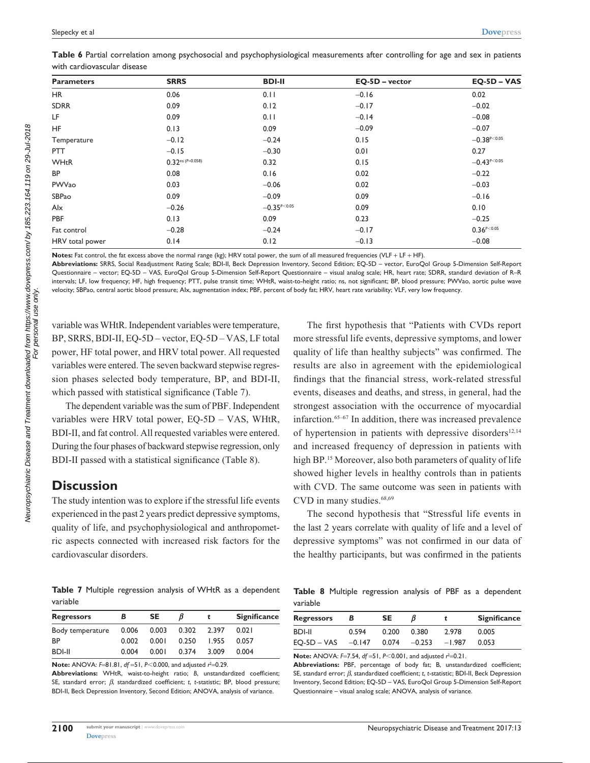**Table 6** Partial correlation among psychosocial and psychophysiological measurements after controlling for age and sex in patients with cardiovascular disease

| Parameters | SRRS | BDI-II | EQ-5D – vector | EQ-5D – VAS |
|---|---|---|---|---|
| HR | 0.06 | 0.11 | −0.16 | 0.02 |
| SDRR | 0.09 | 0.12 | −0.17 | −0.02 |
| LF | 0.09 | 0.11 | −0.14 | −0.08 |
| HF | 0.13 | 0.09 | −0.09 | −0.07 |
| Temperature | −0.12 | −0.24 | 0.15 | $-0.38^{P<0.05}$ |
| PTT | −0.15 | −0.30 | 0.01 | 0.27 |
| WHtR | $0.32^{ns\ (P=0.058)}$ | 0.32 | 0.15 | $-0.43^{P<0.05}$ |
| BP | 0.08 | 0.16 | 0.02 | −0.22 |
| PWVao | 0.03 | −0.06 | 0.02 | −0.03 |
| SBPao | 0.09 | −0.09 | 0.09 | −0.16 |
| AIx | −0.26 | $-0.35^{P<0.05}$ | 0.09 | 0.10 |
| PBF | 0.13 | 0.09 | 0.23 | −0.25 |
| Fat control | −0.28 | −0.24 | −0.17 | $0.36^{P<0.05}$ |
| HRV total power | 0.14 | 0.12 | −0.13 | −0.08 |

**Notes:** Fat control, the fat excess above the normal range (kg); HRV total power, the sum of all measured frequencies (VLF + LF + HF).
**Abbreviations:** SRRS, Social Readjustment Rating Scale; BDI-II, Beck Depression Inventory, Second Edition; EQ-5D – vector, EuroQol Group 5-Dimension Self-Report Questionnaire – vector; EQ-5D – VAS, EuroQol Group 5-Dimension Self-Report Questionnaire – visual analog scale; HR, heart rate; SDRR, standard deviation of R–R intervals; LF, low frequency; HF, high frequency; PTT, pulse transit time; WHtR, waist-to-height ratio; ns, not significant; BP, blood pressure; PWVao, aortic pulse wave velocity; SBPao, central aortic blood pressure; AIx, augmentation index; PBF, percent of body fat; HRV, heart rate variability; VLF, very low frequency.

variable was WHtR. Independent variables were temperature, BP, SRRS, BDI-II, EQ-5D – vector, EQ-5D – VAS, LF total power, HF total power, and HRV total power. All requested variables were entered. The seven backward stepwise regression phases selected body temperature, BP, and BDI-II, which passed with statistical significance (Table 7).

The dependent variable was the sum of PBF. Independent variables were HRV total power, EQ-5D – VAS, WHtR, BDI-II, and fat control. All requested variables were entered. During the four phases of backward stepwise regression, only BDI-II passed with a statistical significance (Table 8).

## Discussion

The study intention was to explore if the stressful life events experienced in the past 2 years predict depressive symptoms, quality of life, and psychophysiological and anthropometric aspects connected with increased risk factors for the cardiovascular disorders.

The first hypothesis that "Patients with CVDs report more stressful life events, depressive symptoms, and lower quality of life than healthy subjects" was confirmed. The results are also in agreement with the epidemiological findings that the financial stress, work-related stressful events, diseases and deaths, and stress, in general, had the strongest association with the occurrence of myocardial infarction.[65–67] In addition, there was increased prevalence of hypertension in patients with depressive disorders[12,14] and increased frequency of depression in patients with high BP.[15] Moreover, also both parameters of quality of life showed higher levels in healthy controls than in patients with CVD. The same outcome was seen in patients with CVD in many studies.[68,69]

The second hypothesis that "Stressful life events in the last 2 years correlate with quality of life and a level of depressive symptoms" was not confirmed in our data of the healthy participants, but was confirmed in the patients

**Table 7** Multiple regression analysis of WHtR as a dependent variable

| Regressors | B | SE | β | t | Significance |
|---|---|---|---|---|---|
| Body temperature | 0.006 | 0.003 | 0.302 | 2.397 | 0.021 |
| BP | 0.002 | 0.001 | 0.250 | 1.955 | 0.057 |
| BDI-II | 0.004 | 0.001 | 0.374 | 3.009 | 0.004 |

**Note:** ANOVA: $F$=81.81, $df$ =51, $P$<0.000, and adjusted $r^2$=0.29.
**Abbreviations:** WHtR, waist-to-height ratio; $B$, unstandardized coefficient; SE, standard error; $\beta$, standardized coefficient; $t$, $t$-statistic; BP, blood pressure; BDI-II, Beck Depression Inventory, Second Edition; ANOVA, analysis of variance.

**Table 8** Multiple regression analysis of PBF as a dependent variable

| Regressors | B | SE | β | t | Significance |
|---|---|---|---|---|---|
| BDI-II | 0.594 | 0.200 | 0.380 | 2.978 | 0.005 |
| EQ-5D – VAS | −0.147 | 0.074 | −0.253 | −1.987 | 0.053 |

**Note:** ANOVA: $F$=7.54, $df$ =51, $P$<0.001, and adjusted $r^2$=0.21.
**Abbreviations:** PBF, percentage of body fat; B, unstandardized coefficient; SE, standard error; $\beta$, standardized coefficient; $t$, $t$-statistic; BDI-II, Beck Depression Inventory, Second Edition; EQ-5D – VAS, EuroQol Group 5-Dimension Self-Report Questionnaire – visual analog scale; ANOVA, analysis of variance.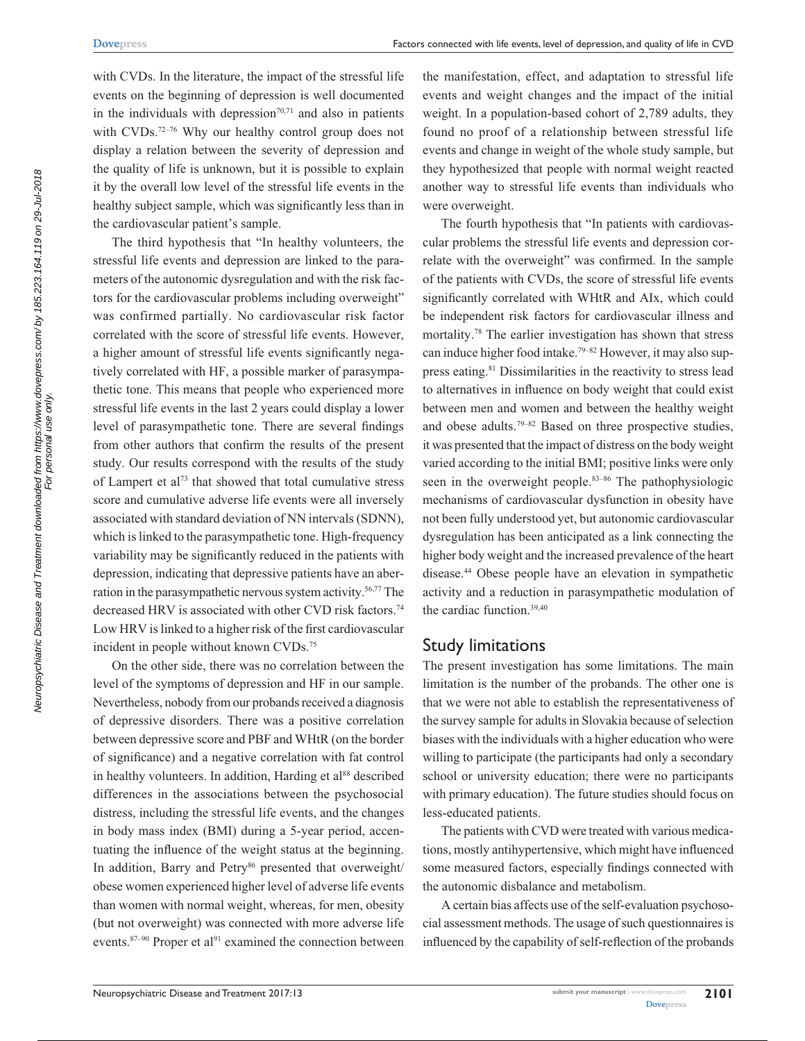with CVDs. In the literature, the impact of the stressful life events on the beginning of depression is well documented in the individuals with depression[70,71] and also in patients with CVDs.[72–76] Why our healthy control group does not display a relation between the severity of depression and the quality of life is unknown, but it is possible to explain it by the overall low level of the stressful life events in the healthy subject sample, which was significantly less than in the cardiovascular patient's sample.

The third hypothesis that "In healthy volunteers, the stressful life events and depression are linked to the parameters of the autonomic dysregulation and with the risk factors for the cardiovascular problems including overweight" was confirmed partially. No cardiovascular risk factor correlated with the score of stressful life events. However, a higher amount of stressful life events significantly negatively correlated with HF, a possible marker of parasympathetic tone. This means that people who experienced more stressful life events in the last 2 years could display a lower level of parasympathetic tone. There are several findings from other authors that confirm the results of the present study. Our results correspond with the results of the study of Lampert et al[73] that showed that total cumulative stress score and cumulative adverse life events were all inversely associated with standard deviation of NN intervals (SDNN), which is linked to the parasympathetic tone. High-frequency variability may be significantly reduced in the patients with depression, indicating that depressive patients have an aberration in the parasympathetic nervous system activity.[56,77] The decreased HRV is associated with other CVD risk factors.[74] Low HRV is linked to a higher risk of the first cardiovascular incident in people without known CVDs.[75]

On the other side, there was no correlation between the level of the symptoms of depression and HF in our sample. Nevertheless, nobody from our probands received a diagnosis of depressive disorders. There was a positive correlation between depressive score and PBF and WHtR (on the border of significance) and a negative correlation with fat control in healthy volunteers. In addition, Harding et al[88] described differences in the associations between the psychosocial distress, including the stressful life events, and the changes in body mass index (BMI) during a 5-year period, accentuating the influence of the weight status at the beginning. In addition, Barry and Petry[86] presented that overweight/obese women experienced higher level of adverse life events than women with normal weight, whereas, for men, obesity (but not overweight) was connected with more adverse life events.[87–90] Proper et al[91] examined the connection between the manifestation, effect, and adaptation to stressful life events and weight changes and the impact of the initial weight. In a population-based cohort of 2,789 adults, they found no proof of a relationship between stressful life events and change in weight of the whole study sample, but they hypothesized that people with normal weight reacted another way to stressful life events than individuals who were overweight.

The fourth hypothesis that "In patients with cardiovascular problems the stressful life events and depression correlate with the overweight" was confirmed. In the sample of the patients with CVDs, the score of stressful life events significantly correlated with WHtR and AIx, which could be independent risk factors for cardiovascular illness and mortality.[78] The earlier investigation has shown that stress can induce higher food intake.[79–82] However, it may also suppress eating.[81] Dissimilarities in the reactivity to stress lead to alternatives in influence on body weight that could exist between men and women and between the healthy weight and obese adults.[79–82] Based on three prospective studies, it was presented that the impact of distress on the body weight varied according to the initial BMI; positive links were only seen in the overweight people.[83–86] The pathophysiologic mechanisms of cardiovascular dysfunction in obesity have not been fully understood yet, but autonomic cardiovascular dysregulation has been anticipated as a link connecting the higher body weight and the increased prevalence of the heart disease.[44] Obese people have an elevation in sympathetic activity and a reduction in parasympathetic modulation of the cardiac function.[39,40]

## Study limitations

The present investigation has some limitations. The main limitation is the number of the probands. The other one is that we were not able to establish the representativeness of the survey sample for adults in Slovakia because of selection biases with the individuals with a higher education who were willing to participate (the participants had only a secondary school or university education; there were no participants with primary education). The future studies should focus on less-educated patients.

The patients with CVD were treated with various medications, mostly antihypertensive, which might have influenced some measured factors, especially findings connected with the autonomic disbalance and metabolism.

A certain bias affects use of the self-evaluation psychosocial assessment methods. The usage of such questionnaires is influenced by the capability of self-reflection of the probands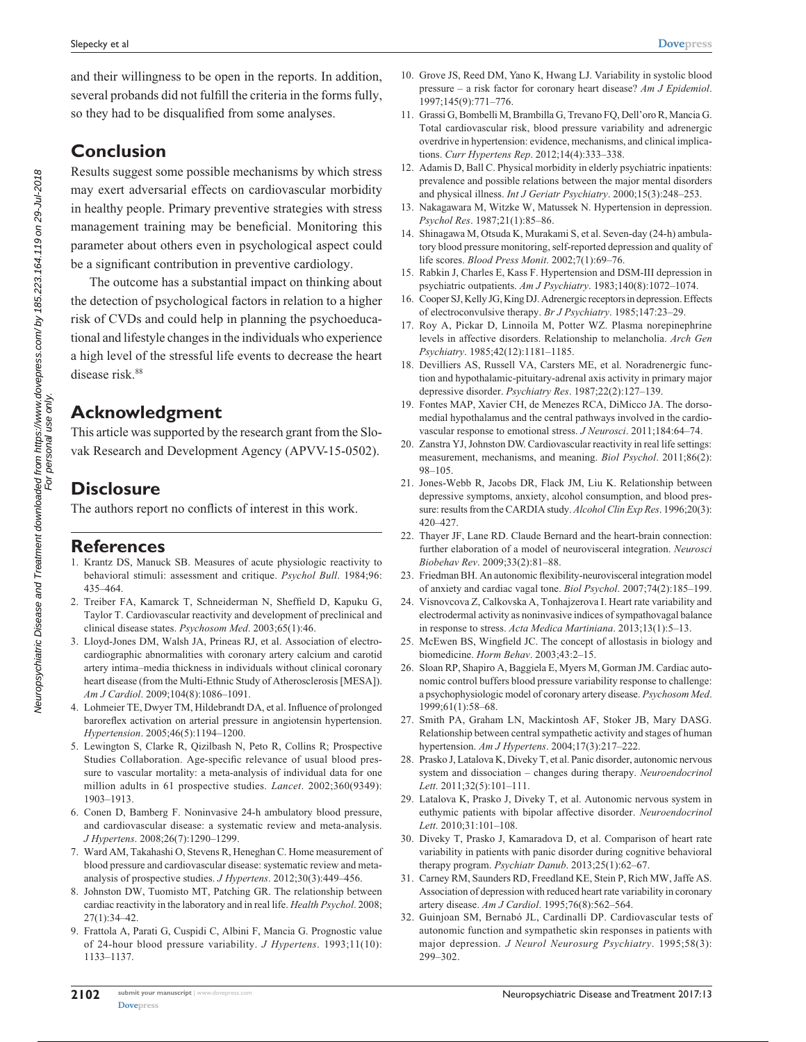and their willingness to be open in the reports. In addition, several probands did not fulfill the criteria in the forms fully, so they had to be disqualified from some analyses.

## Conclusion

Results suggest some possible mechanisms by which stress may exert adversarial effects on cardiovascular morbidity in healthy people. Primary preventive strategies with stress management training may be beneficial. Monitoring this parameter about others even in psychological aspect could be a significant contribution in preventive cardiology.

The outcome has a substantial impact on thinking about the detection of psychological factors in relation to a higher risk of CVDs and could help in planning the psychoeducational and lifestyle changes in the individuals who experience a high level of the stressful life events to decrease the heart disease risk.[88]

## Acknowledgment

This article was supported by the research grant from the Slovak Research and Development Agency (APVV-15-0502).

## Disclosure

The authors report no conflicts of interest in this work.

## References

1. Krantz DS, Manuck SB. Measures of acute physiologic reactivity to behavioral stimuli: assessment and critique. *Psychol Bull*. 1984;96: 435–464.
2. Treiber FA, Kamarck T, Schneiderman N, Sheffield D, Kapuku G, Taylor T. Cardiovascular reactivity and development of preclinical and clinical disease states. *Psychosom Med*. 2003;65(1):46.
3. Lloyd-Jones DM, Walsh JA, Prineas RJ, et al. Association of electrocardiographic abnormalities with coronary artery calcium and carotid artery intima–media thickness in individuals without clinical coronary heart disease (from the Multi-Ethnic Study of Atherosclerosis [MESA]). *Am J Cardiol*. 2009;104(8):1086–1091.
4. Lohmeier TE, Dwyer TM, Hildebrandt DA, et al. Influence of prolonged baroreflex activation on arterial pressure in angiotensin hypertension. *Hypertension*. 2005;46(5):1194–1200.
5. Lewington S, Clarke R, Qizilbash N, Peto R, Collins R; Prospective Studies Collaboration. Age-specific relevance of usual blood pressure to vascular mortality: a meta-analysis of individual data for one million adults in 61 prospective studies. *Lancet*. 2002;360(9349): 1903–1913.
6. Conen D, Bamberg F. Noninvasive 24-h ambulatory blood pressure, and cardiovascular disease: a systematic review and meta-analysis. *J Hypertens*. 2008;26(7):1290–1299.
7. Ward AM, Takahashi O, Stevens R, Heneghan C. Home measurement of blood pressure and cardiovascular disease: systematic review and meta-analysis of prospective studies. *J Hypertens*. 2012;30(3):449–456.
8. Johnston DW, Tuomisto MT, Patching GR. The relationship between cardiac reactivity in the laboratory and in real life. *Health Psychol*. 2008; 27(1):34–42.
9. Frattola A, Parati G, Cuspidi C, Albini F, Mancia G. Prognostic value of 24-hour blood pressure variability. *J Hypertens*. 1993;11(10): 1133–1137.
10. Grove JS, Reed DM, Yano K, Hwang LJ. Variability in systolic blood pressure – a risk factor for coronary heart disease? *Am J Epidemiol*. 1997;145(9):771–776.
11. Grassi G, Bombelli M, Brambilla G, Trevano FQ, Dell'oro R, Mancia G. Total cardiovascular risk, blood pressure variability and adrenergic overdrive in hypertension: evidence, mechanisms, and clinical implications. *Curr Hypertens Rep*. 2012;14(4):333–338.
12. Adamis D, Ball C. Physical morbidity in elderly psychiatric inpatients: prevalence and possible relations between the major mental disorders and physical illness. *Int J Geriatr Psychiatry*. 2000;15(3):248–253.
13. Nakagawara M, Witzke W, Matussek N. Hypertension in depression. *Psychol Res*. 1987;21(1):85–86.
14. Shinagawa M, Otsuda K, Murakami S, et al. Seven-day (24-h) ambulatory blood pressure monitoring, self-reported depression and quality of life scores. *Blood Press Monit*. 2002;7(1):69–76.
15. Rabkin J, Charles E, Kass F. Hypertension and DSM-III depression in psychiatric outpatients. *Am J Psychiatry*. 1983;140(8):1072–1074.
16. Cooper SJ, Kelly JG, King DJ. Adrenergic receptors in depression. Effects of electroconvulsive therapy. *Br J Psychiatry*. 1985;147:23–29.
17. Roy A, Pickar D, Linnoila M, Potter WZ. Plasma norepinephrine levels in affective disorders. Relationship to melancholia. *Arch Gen Psychiatry*. 1985;42(12):1181–1185.
18. Devilliers AS, Russell VA, Carsters ME, et al. Noradrenergic function and hypothalamic-pituitary-adrenal axis activity in primary major depressive disorder. *Psychiatry Res*. 1987;22(2):127–139.
19. Fontes MAP, Xavier CH, de Menezes RCA, DiMicco JA. The dorsomedial hypothalamus and the central pathways involved in the cardiovascular response to emotional stress. *J Neurosci*. 2011;184:64–74.
20. Zanstra YJ, Johnston DW. Cardiovascular reactivity in real life settings: measurement, mechanisms, and meaning. *Biol Psychol*. 2011;86(2): 98–105.
21. Jones-Webb R, Jacobs DR, Flack JM, Liu K. Relationship between depressive symptoms, anxiety, alcohol consumption, and blood pressure: results from the CARDIA study. *Alcohol Clin Exp Res*. 1996;20(3): 420–427.
22. Thayer JF, Lane RD. Claude Bernard and the heart-brain connection: further elaboration of a model of neurovisceral integration. *Neurosci Biobehav Rev*. 2009;33(2):81–88.
23. Friedman BH. An autonomic flexibility-neurovisceral integration model of anxiety and cardiac vagal tone. *Biol Psychol*. 2007;74(2):185–199.
24. Visnovcova Z, Calkovska A, Tonhajzerova I. Heart rate variability and electrodermal activity as noninvasive indices of sympathovagal balance in response to stress. *Acta Medica Martiniana*. 2013;13(1):5–13.
25. McEwen BS, Wingfield JC. The concept of allostasis in biology and biomedicine. *Horm Behav*. 2003;43:2–15.
26. Sloan RP, Shapiro A, Baggiela E, Myers M, Gorman JM. Cardiac autonomic control buffers blood pressure variability response to challenge: a psychophysiologic model of coronary artery disease. *Psychosom Med*. 1999;61(1):58–68.
27. Smith PA, Graham LN, Mackintosh AF, Stoker JB, Mary DASG. Relationship between central sympathetic activity and stages of human hypertension. *Am J Hypertens*. 2004;17(3):217–222.
28. Prasko J, Latalova K, Diveky T, et al. Panic disorder, autonomic nervous system and dissociation – changes during therapy. *Neuroendocrinol Lett*. 2011;32(5):101–111.
29. Latalova K, Prasko J, Diveky T, et al. Autonomic nervous system in euthymic patients with bipolar affective disorder. *Neuroendocrinol Lett*. 2010;31:101–108.
30. Diveky T, Prasko J, Kamaradova D, et al. Comparison of heart rate variability in patients with panic disorder during cognitive behavioral therapy program. *Psychiatr Danub*. 2013;25(1):62–67.
31. Carney RM, Saunders RD, Freedland KE, Stein P, Rich MW, Jaffe AS. Association of depression with reduced heart rate variability in coronary artery disease. *Am J Cardiol*. 1995;76(8):562–564.
32. Guinjoan SM, Bernabó JL, Cardinalli DP. Cardiovascular tests of autonomic function and sympathetic skin responses in patients with major depression. *J Neurol Neurosurg Psychiatry*. 1995;58(3): 299–302.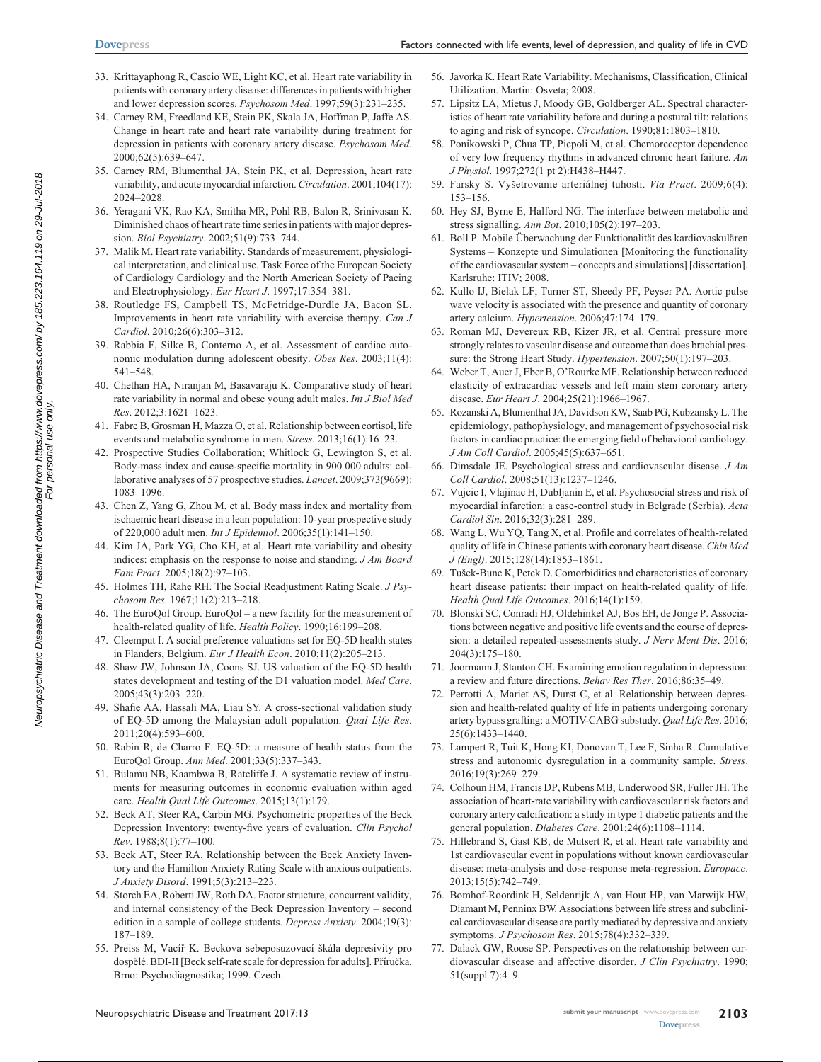33. Krittayaphong R, Cascio WE, Light KC, et al. Heart rate variability in patients with coronary artery disease: differences in patients with higher and lower depression scores. *Psychosom Med*. 1997;59(3):231–235.
34. Carney RM, Freedland KE, Stein PK, Skala JA, Hoffman P, Jaffe AS. Change in heart rate and heart rate variability during treatment for depression in patients with coronary artery disease. *Psychosom Med*. 2000;62(5):639–647.
35. Carney RM, Blumenthal JA, Stein PK, et al. Depression, heart rate variability, and acute myocardial infarction. *Circulation*. 2001;104(17): 2024–2028.
36. Yeragani VK, Rao KA, Smitha MR, Pohl RB, Balon R, Srinivasan K. Diminished chaos of heart rate time series in patients with major depression. *Biol Psychiatry*. 2002;51(9):733–744.
37. Malik M. Heart rate variability. Standards of measurement, physiological interpretation, and clinical use. Task Force of the European Society of Cardiology Cardiology and the North American Society of Pacing and Electrophysiology. *Eur Heart J*. 1997;17:354–381.
38. Routledge FS, Campbell TS, McFetridge-Durdle JA, Bacon SL. Improvements in heart rate variability with exercise therapy. *Can J Cardiol*. 2010;26(6):303–312.
39. Rabbia F, Silke B, Conterno A, et al. Assessment of cardiac autonomic modulation during adolescent obesity. *Obes Res*. 2003;11(4): 541–548.
40. Chethan HA, Niranjan M, Basavaraju K. Comparative study of heart rate variability in normal and obese young adult males. *Int J Biol Med Res*. 2012;3:1621–1623.
41. Fabre B, Grosman H, Mazza O, et al. Relationship between cortisol, life events and metabolic syndrome in men. *Stress*. 2013;16(1):16–23.
42. Prospective Studies Collaboration; Whitlock G, Lewington S, et al. Body-mass index and cause-specific mortality in 900 000 adults: collaborative analyses of 57 prospective studies. *Lancet*. 2009;373(9669): 1083–1096.
43. Chen Z, Yang G, Zhou M, et al. Body mass index and mortality from ischaemic heart disease in a lean population: 10-year prospective study of 220,000 adult men. *Int J Epidemiol*. 2006;35(1):141–150.
44. Kim JA, Park YG, Cho KH, et al. Heart rate variability and obesity indices: emphasis on the response to noise and standing. *J Am Board Fam Pract*. 2005;18(2):97–103.
45. Holmes TH, Rahe RH. The Social Readjustment Rating Scale. *J Psychosom Res*. 1967;11(2):213–218.
46. The EuroQol Group. EuroQol – a new facility for the measurement of health-related quality of life. *Health Policy*. 1990;16:199–208.
47. Cleemput I. A social preference valuations set for EQ-5D health states in Flanders, Belgium. *Eur J Health Econ*. 2010;11(2):205–213.
48. Shaw JW, Johnson JA, Coons SJ. US valuation of the EQ-5D health states development and testing of the D1 valuation model. *Med Care*. 2005;43(3):203–220.
49. Shafie AA, Hassali MA, Liau SY. A cross-sectional validation study of EQ-5D among the Malaysian adult population. *Qual Life Res*. 2011;20(4):593–600.
50. Rabin R, de Charro F. EQ-5D: a measure of health status from the EuroQol Group. *Ann Med*. 2001;33(5):337–343.
51. Bulamu NB, Kaambwa B, Ratcliffe J. A systematic review of instruments for measuring outcomes in economic evaluation within aged care. *Health Qual Life Outcomes*. 2015;13(1):179.
52. Beck AT, Steer RA, Carbin MG. Psychometric properties of the Beck Depression Inventory: twenty-five years of evaluation. *Clin Psychol Rev*. 1988;8(1):77–100.
53. Beck AT, Steer RA. Relationship between the Beck Anxiety Inventory and the Hamilton Anxiety Rating Scale with anxious outpatients. *J Anxiety Disord*. 1991;5(3):213–223.
54. Storch EA, Roberti JW, Roth DA. Factor structure, concurrent validity, and internal consistency of the Beck Depression Inventory – second edition in a sample of college students. *Depress Anxiety*. 2004;19(3): 187–189.
55. Preiss M, Vacíř K. Beckova sebeposuzovací škála depresivity pro dospělé. BDI-II [Beck self-rate scale for depression for adults]. Příručka. Brno: Psychodiagnostika; 1999. Czech.
56. Javorka K. Heart Rate Variability. Mechanisms, Classification, Clinical Utilization. Martin: Osveta; 2008.
57. Lipsitz LA, Mietus J, Moody GB, Goldberger AL. Spectral characteristics of heart rate variability before and during a postural tilt: relations to aging and risk of syncope. *Circulation*. 1990;81:1803–1810.
58. Ponikowski P, Chua TP, Piepoli M, et al. Chemoreceptor dependence of very low frequency rhythms in advanced chronic heart failure. *Am J Physiol*. 1997;272(1 pt 2):H438–H447.
59. Farsky S. Vyšetrovanie arteriálnej tuhosti. *Via Pract*. 2009;6(4): 153–156.
60. Hey SJ, Byrne E, Halford NG. The interface between metabolic and stress signalling. *Ann Bot*. 2010;105(2):197–203.
61. Boll P. Mobile Überwachung der Funktionalität des kardiovaskulären Systems – Konzepte und Simulationen [Monitoring the functionality of the cardiovascular system – concepts and simulations] [dissertation]. Karlsruhe: ITIV; 2008.
62. Kullo IJ, Bielak LF, Turner ST, Sheedy PF, Peyser PA. Aortic pulse wave velocity is associated with the presence and quantity of coronary artery calcium. *Hypertension*. 2006;47:174–179.
63. Roman MJ, Devereux RB, Kizer JR, et al. Central pressure more strongly relates to vascular disease and outcome than does brachial pressure: the Strong Heart Study. *Hypertension*. 2007;50(1):197–203.
64. Weber T, Auer J, Eber B, O'Rourke MF. Relationship between reduced elasticity of extracardiac vessels and left main stem coronary artery disease. *Eur Heart J*. 2004;25(21):1966–1967.
65. Rozanski A, Blumenthal JA, Davidson KW, Saab PG, Kubzansky L. The epidemiology, pathophysiology, and management of psychosocial risk factors in cardiac practice: the emerging field of behavioral cardiology. *J Am Coll Cardiol*. 2005;45(5):637–651.
66. Dimsdale JE. Psychological stress and cardiovascular disease. *J Am Coll Cardiol*. 2008;51(13):1237–1246.
67. Vujcic I, Vlajinac H, Dubljanin E, et al. Psychosocial stress and risk of myocardial infarction: a case-control study in Belgrade (Serbia). *Acta Cardiol Sin*. 2016;32(3):281–289.
68. Wang L, Wu YQ, Tang X, et al. Profile and correlates of health-related quality of life in Chinese patients with coronary heart disease. *Chin Med J (Engl)*. 2015;128(14):1853–1861.
69. Tušek-Bunc K, Petek D. Comorbidities and characteristics of coronary heart disease patients: their impact on health-related quality of life. *Health Qual Life Outcomes*. 2016;14(1):159.
70. Blonski SC, Conradi HJ, Oldehinkel AJ, Bos EH, de Jonge P. Associations between negative and positive life events and the course of depression: a detailed repeated-assessments study. *J Nerv Ment Dis*. 2016; 204(3):175–180.
71. Joormann J, Stanton CH. Examining emotion regulation in depression: a review and future directions. *Behav Res Ther*. 2016;86:35–49.
72. Perrotti A, Mariet AS, Durst C, et al. Relationship between depression and health-related quality of life in patients undergoing coronary artery bypass grafting: a MOTIV-CABG substudy. *Qual Life Res*. 2016; 25(6):1433–1440.
73. Lampert R, Tuit K, Hong KI, Donovan T, Lee F, Sinha R. Cumulative stress and autonomic dysregulation in a community sample. *Stress*. 2016;19(3):269–279.
74. Colhoun HM, Francis DP, Rubens MB, Underwood SR, Fuller JH. The association of heart-rate variability with cardiovascular risk factors and coronary artery calcification: a study in type 1 diabetic patients and the general population. *Diabetes Care*. 2001;24(6):1108–1114.
75. Hillebrand S, Gast KB, de Mutsert R, et al. Heart rate variability and 1st cardiovascular event in populations without known cardiovascular disease: meta-analysis and dose-response meta-regression. *Europace*. 2013;15(5):742–749.
76. Bomhof-Roordink H, Seldenrijk A, van Hout HP, van Marwijk HW, Diamant M, Penninx BW. Associations between life stress and subclinical cardiovascular disease are partly mediated by depressive and anxiety symptoms. *J Psychosom Res*. 2015;78(4):332–339.
77. Dalack GW, Roose SP. Perspectives on the relationship between cardiovascular disease and affective disorder. *J Clin Psychiatry*. 1990; 51(suppl 7):4–9.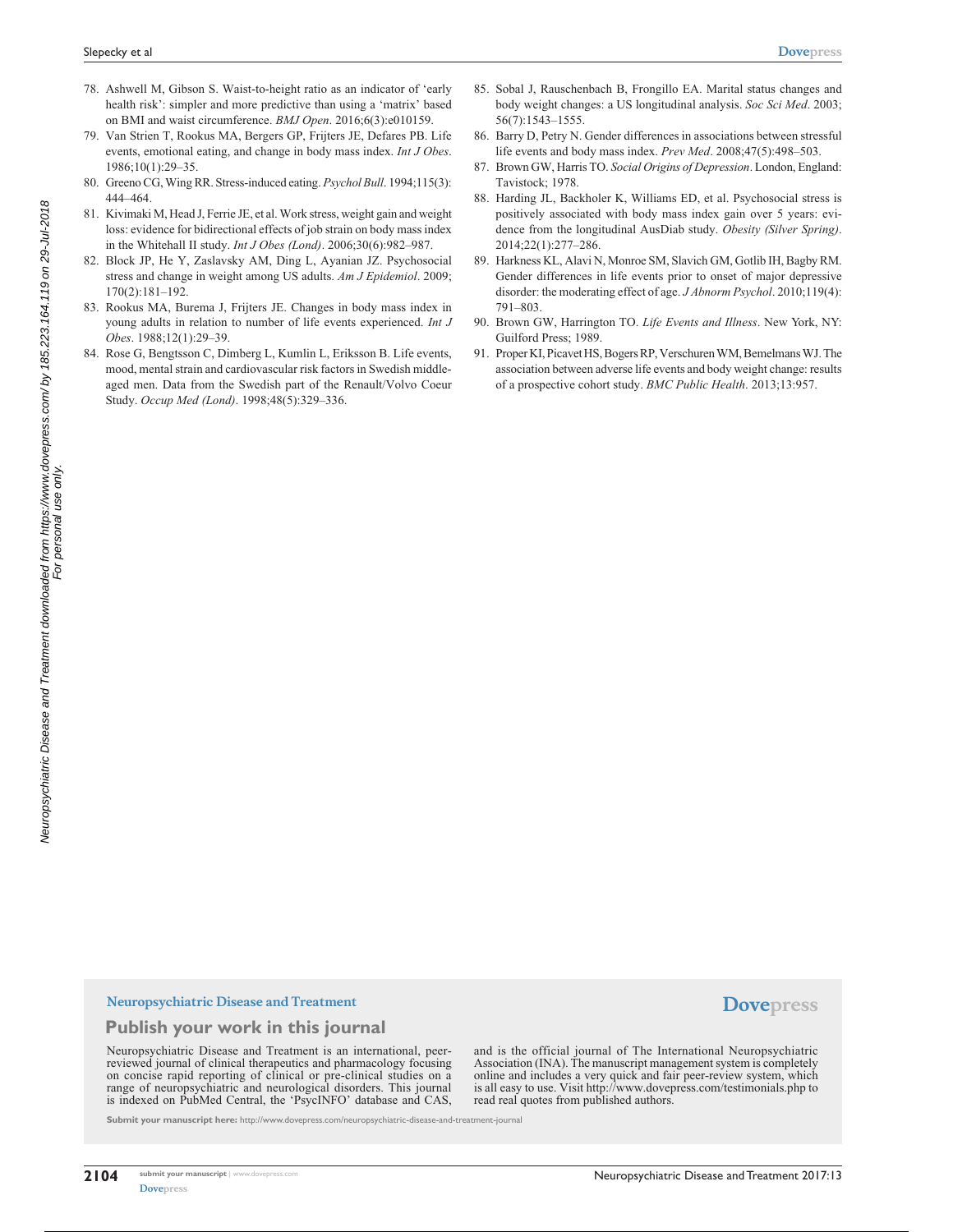78. Ashwell M, Gibson S. Waist-to-height ratio as an indicator of 'early health risk': simpler and more predictive than using a 'matrix' based on BMI and waist circumference. *BMJ Open*. 2016;6(3):e010159.
79. Van Strien T, Rookus MA, Bergers GP, Frijters JE, Defares PB. Life events, emotional eating, and change in body mass index. *Int J Obes*. 1986;10(1):29–35.
80. Greeno CG, Wing RR. Stress-induced eating. *Psychol Bull*. 1994;115(3):444–464.
81. Kivimaki M, Head J, Ferrie JE, et al. Work stress, weight gain and weight loss: evidence for bidirectional effects of job strain on body mass index in the Whitehall II study. *Int J Obes (Lond)*. 2006;30(6):982–987.
82. Block JP, He Y, Zaslavsky AM, Ding L, Ayanian JZ. Psychosocial stress and change in weight among US adults. *Am J Epidemiol*. 2009;170(2):181–192.
83. Rookus MA, Burema J, Frijters JE. Changes in body mass index in young adults in relation to number of life events experienced. *Int J Obes*. 1988;12(1):29–39.
84. Rose G, Bengtsson C, Dimberg L, Kumlin L, Eriksson B. Life events, mood, mental strain and cardiovascular risk factors in Swedish middle-aged men. Data from the Swedish part of the Renault/Volvo Coeur Study. *Occup Med (Lond)*. 1998;48(5):329–336.
85. Sobal J, Rauschenbach B, Frongillo EA. Marital status changes and body weight changes: a US longitudinal analysis. *Soc Sci Med*. 2003;56(7):1543–1555.
86. Barry D, Petry N. Gender differences in associations between stressful life events and body mass index. *Prev Med*. 2008;47(5):498–503.
87. Brown GW, Harris TO. *Social Origins of Depression*. London, England: Tavistock; 1978.
88. Harding JL, Backholer K, Williams ED, et al. Psychosocial stress is positively associated with body mass index gain over 5 years: evidence from the longitudinal AusDiab study. *Obesity (Silver Spring)*. 2014;22(1):277–286.
89. Harkness KL, Alavi N, Monroe SM, Slavich GM, Gotlib IH, Bagby RM. Gender differences in life events prior to onset of major depressive disorder: the moderating effect of age. *J Abnorm Psychol*. 2010;119(4):791–803.
90. Brown GW, Harrington TO. *Life Events and Illness*. New York, NY: Guilford Press; 1989.
91. Proper KI, Picavet HS, Bogers RP, Verschuren WM, Bemelmans WJ. The association between adverse life events and body weight change: results of a prospective cohort study. *BMC Public Health*. 2013;13:957.

**Neuropsychiatric Disease and Treatment**

**Publish your work in this journal**

Neuropsychiatric Disease and Treatment is an international, peer-reviewed journal of clinical therapeutics and pharmacology focusing on concise rapid reporting of clinical or pre-clinical studies on a range of neuropsychiatric and neurological disorders. This journal is indexed on PubMed Central, the 'PsycINFO' database and CAS, and is the official journal of The International Neuropsychiatric Association (INA). The manuscript management system is completely online and includes a very quick and fair peer-review system, which is all easy to use. Visit http://www.dovepress.com/testimonials.php to read real quotes from published authors.

**Submit your manuscript here:** http://www.dovepress.com/neuropsychiatric-disease-and-treatment-journal